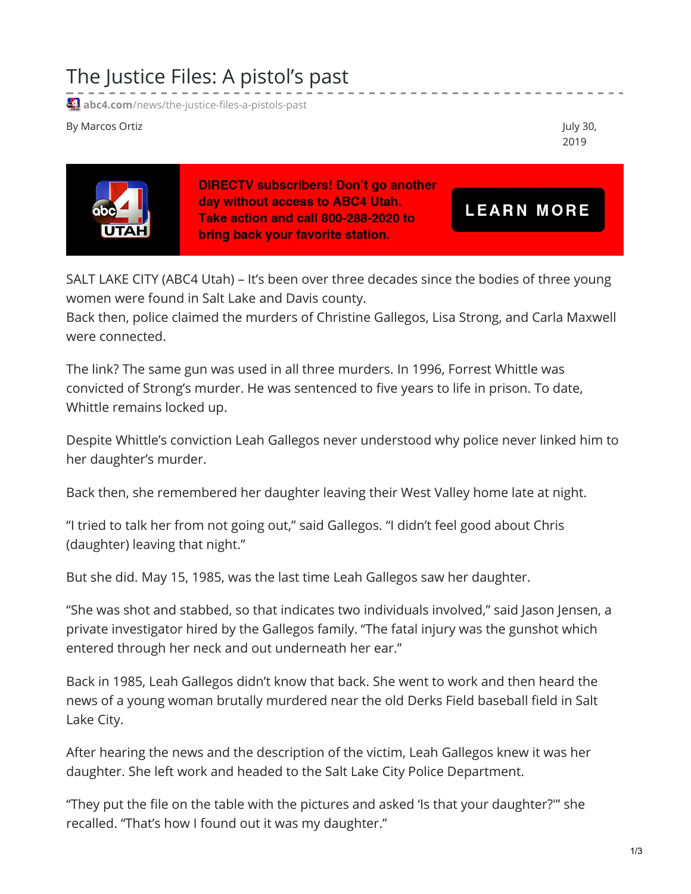# The Justice Files: A pistol's past

abc4.com/news/the-justice-files-a-pistols-past

By Marcos Ortiz

July 30, 2019

DIRECTV subscribers! Don't go another day without access to ABC4 Utah. Take action and call 800-288-2020 to bring back your favorite station.

LEARN MORE

SALT LAKE CITY (ABC4 Utah) – It's been over three decades since the bodies of three young women were found in Salt Lake and Davis county.
Back then, police claimed the murders of Christine Gallegos, Lisa Strong, and Carla Maxwell were connected.

The link? The same gun was used in all three murders. In 1996, Forrest Whittle was convicted of Strong's murder. He was sentenced to five years to life in prison. To date, Whittle remains locked up.

Despite Whittle's conviction Leah Gallegos never understood why police never linked him to her daughter's murder.

Back then, she remembered her daughter leaving their West Valley home late at night.

"I tried to talk her from not going out," said Gallegos. "I didn't feel good about Chris (daughter) leaving that night."

But she did. May 15, 1985, was the last time Leah Gallegos saw her daughter.

"She was shot and stabbed, so that indicates two individuals involved," said Jason Jensen, a private investigator hired by the Gallegos family. "The fatal injury was the gunshot which entered through her neck and out underneath her ear."

Back in 1985, Leah Gallegos didn't know that back. She went to work and then heard the news of a young woman brutally murdered near the old Derks Field baseball field in Salt Lake City.

After hearing the news and the description of the victim, Leah Gallegos knew it was her daughter. She left work and headed to the Salt Lake City Police Department.

"They put the file on the table with the pictures and asked 'Is that your daughter?'" she recalled. "That's how I found out it was my daughter."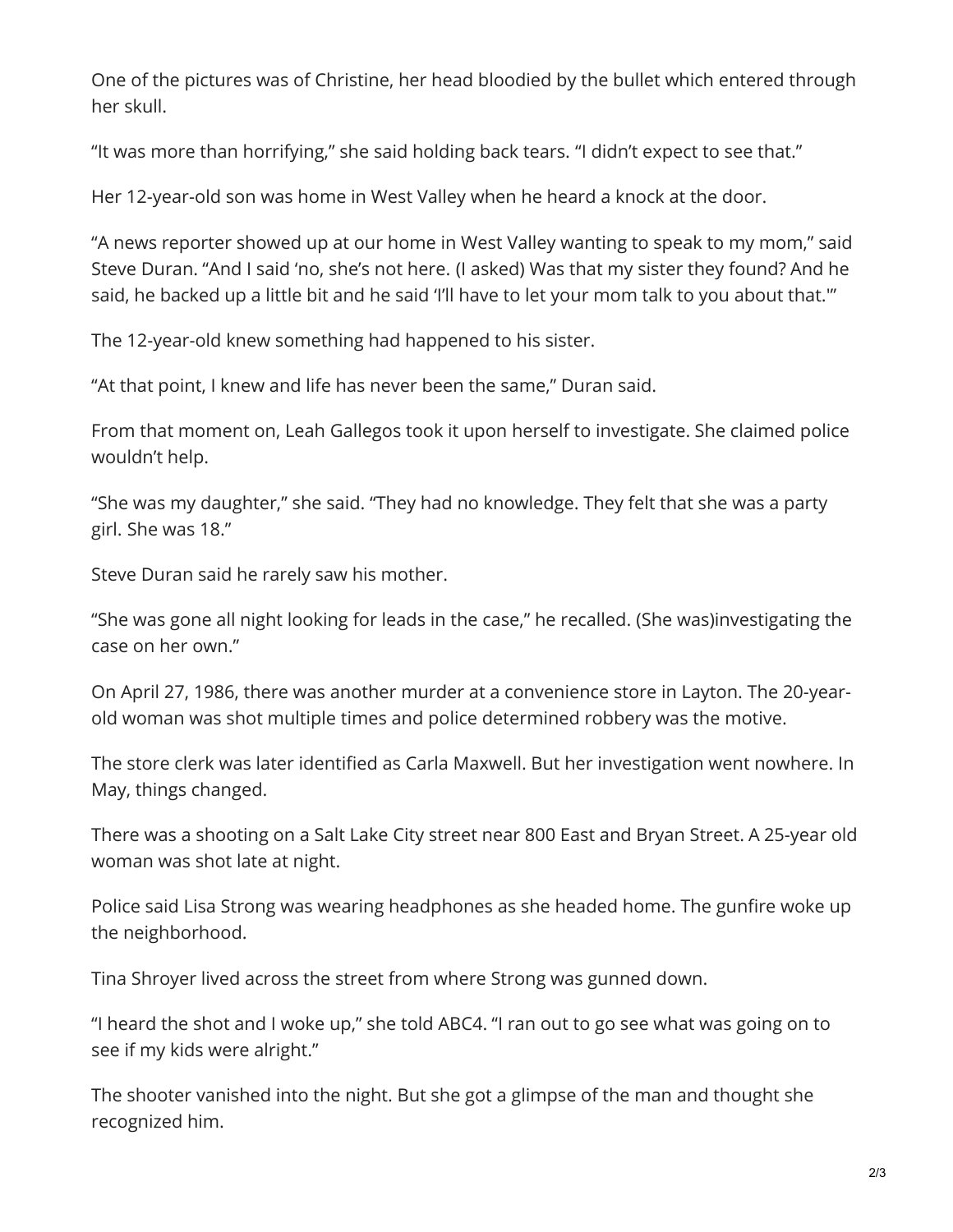One of the pictures was of Christine, her head bloodied by the bullet which entered through her skull.

“It was more than horrifying,” she said holding back tears. “I didn’t expect to see that.”

Her 12-year-old son was home in West Valley when he heard a knock at the door.

“A news reporter showed up at our home in West Valley wanting to speak to my mom,” said Steve Duran. “And I said ‘no, she’s not here. (I asked) Was that my sister they found? And he said, he backed up a little bit and he said ‘I’ll have to let your mom talk to you about that.'”

The 12-year-old knew something had happened to his sister.

“At that point, I knew and life has never been the same,” Duran said.

From that moment on, Leah Gallegos took it upon herself to investigate. She claimed police wouldn’t help.

“She was my daughter,” she said. “They had no knowledge. They felt that she was a party girl. She was 18.”

Steve Duran said he rarely saw his mother.

“She was gone all night looking for leads in the case,” he recalled. (She was)investigating the case on her own.”

On April 27, 1986, there was another murder at a convenience store in Layton. The 20-year-old woman was shot multiple times and police determined robbery was the motive.

The store clerk was later identified as Carla Maxwell. But her investigation went nowhere. In May, things changed.

There was a shooting on a Salt Lake City street near 800 East and Bryan Street. A 25-year old woman was shot late at night.

Police said Lisa Strong was wearing headphones as she headed home. The gunfire woke up the neighborhood.

Tina Shroyer lived across the street from where Strong was gunned down.

“I heard the shot and I woke up,” she told ABC4. “I ran out to go see what was going on to see if my kids were alright.”

The shooter vanished into the night. But she got a glimpse of the man and thought she recognized him.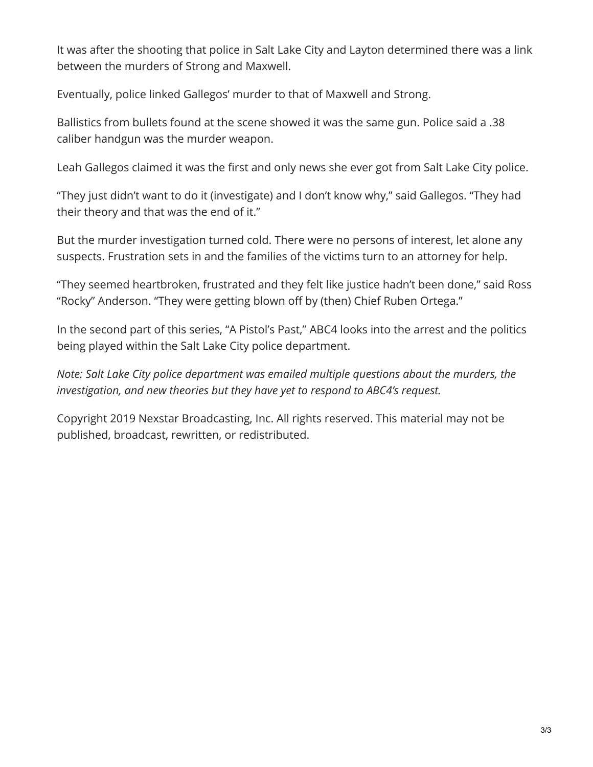It was after the shooting that police in Salt Lake City and Layton determined there was a link between the murders of Strong and Maxwell.

Eventually, police linked Gallegos' murder to that of Maxwell and Strong.

Ballistics from bullets found at the scene showed it was the same gun. Police said a .38 caliber handgun was the murder weapon.

Leah Gallegos claimed it was the first and only news she ever got from Salt Lake City police.

"They just didn't want to do it (investigate) and I don't know why," said Gallegos. "They had their theory and that was the end of it."

But the murder investigation turned cold. There were no persons of interest, let alone any suspects. Frustration sets in and the families of the victims turn to an attorney for help.

"They seemed heartbroken, frustrated and they felt like justice hadn't been done," said Ross "Rocky" Anderson. "They were getting blown off by (then) Chief Ruben Ortega."

In the second part of this series, "A Pistol's Past," ABC4 looks into the arrest and the politics being played within the Salt Lake City police department.

*Note: Salt Lake City police department was emailed multiple questions about the murders, the investigation, and new theories but they have yet to respond to ABC4's request.*

Copyright 2019 Nexstar Broadcasting, Inc. All rights reserved. This material may not be published, broadcast, rewritten, or redistributed.